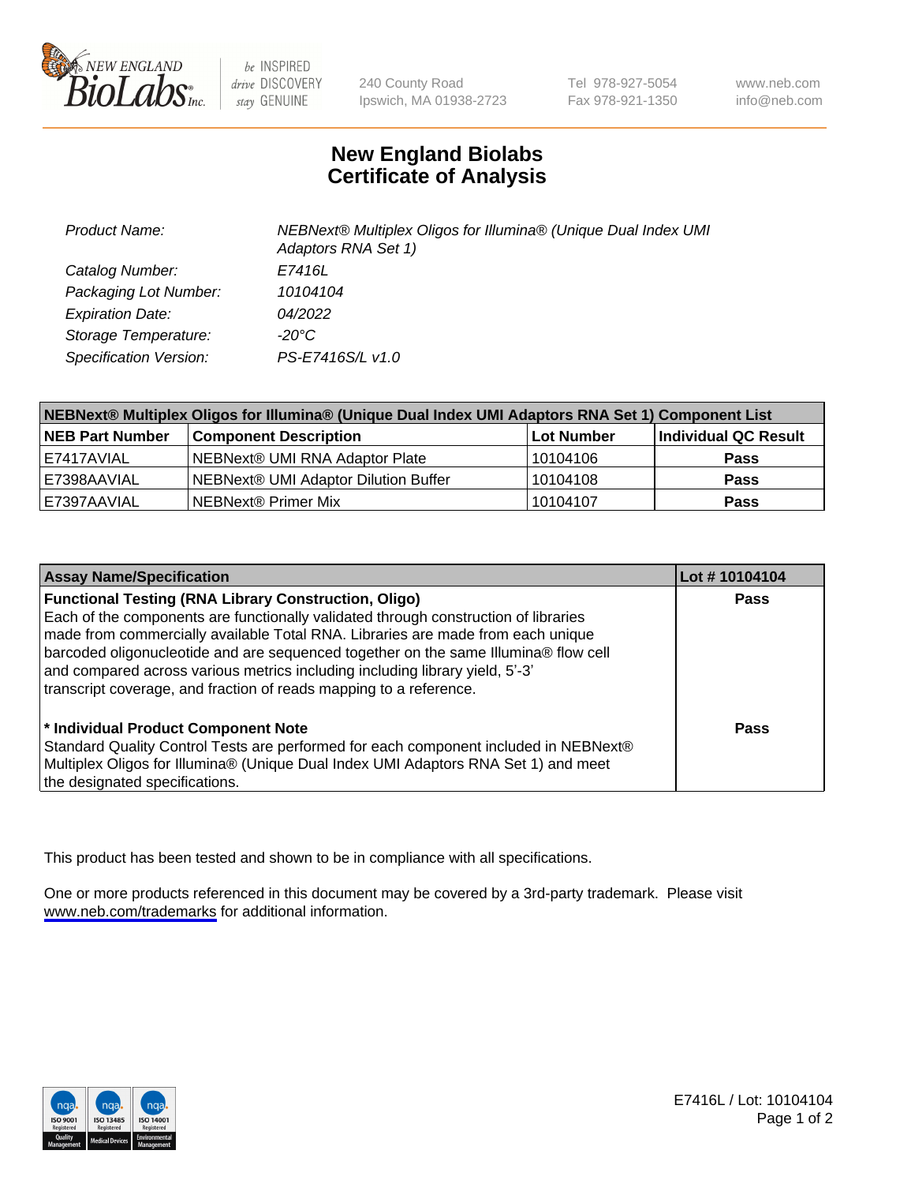# New England Biolabs
# Certificate of Analysis

| | |
|---|---|
| *Product Name:* | *NEBNext® Multiplex Oligos for Illumina® (Unique Dual Index UMI Adaptors RNA Set 1)* |
| *Catalog Number:* | *E7416L* |
| *Packaging Lot Number:* | *10104104* |
| *Expiration Date:* | *04/2022* |
| *Storage Temperature:* | *-20°C* |
| *Specification Version:* | *PS-E7416S/L v1.0* |

| NEBNext® Multiplex Oligos for Illumina® (Unique Dual Index UMI Adaptors RNA Set 1) Component List | | | |
|---|---|---|---|
| **NEB Part Number** | **Component Description** | **Lot Number** | **Individual QC Result** |
| E7417AVIAL | NEBNext® UMI RNA Adaptor Plate | 10104106 | **Pass** |
| E7398AAVIAL | NEBNext® UMI Adaptor Dilution Buffer | 10104108 | **Pass** |
| E7397AAVIAL | NEBNext® Primer Mix | 10104107 | **Pass** |

| Assay Name/Specification | Lot # 10104104 |
|---|---|
| **Functional Testing (RNA Library Construction, Oligo)** Each of the components are functionally validated through construction of libraries made from commercially available Total RNA. Libraries are made from each unique barcoded oligonucleotide and are sequenced together on the same Illumina® flow cell and compared across various metrics including including library yield, 5'-3' transcript coverage, and fraction of reads mapping to a reference. | **Pass** |
| **\* Individual Product Component Note** Standard Quality Control Tests are performed for each component included in NEBNext® Multiplex Oligos for Illumina® (Unique Dual Index UMI Adaptors RNA Set 1) and meet the designated specifications. | **Pass** |

This product has been tested and shown to be in compliance with all specifications.

One or more products referenced in this document may be covered by a 3rd-party trademark. Please visit www.neb.com/trademarks for additional information.

E7416L / Lot: 10104104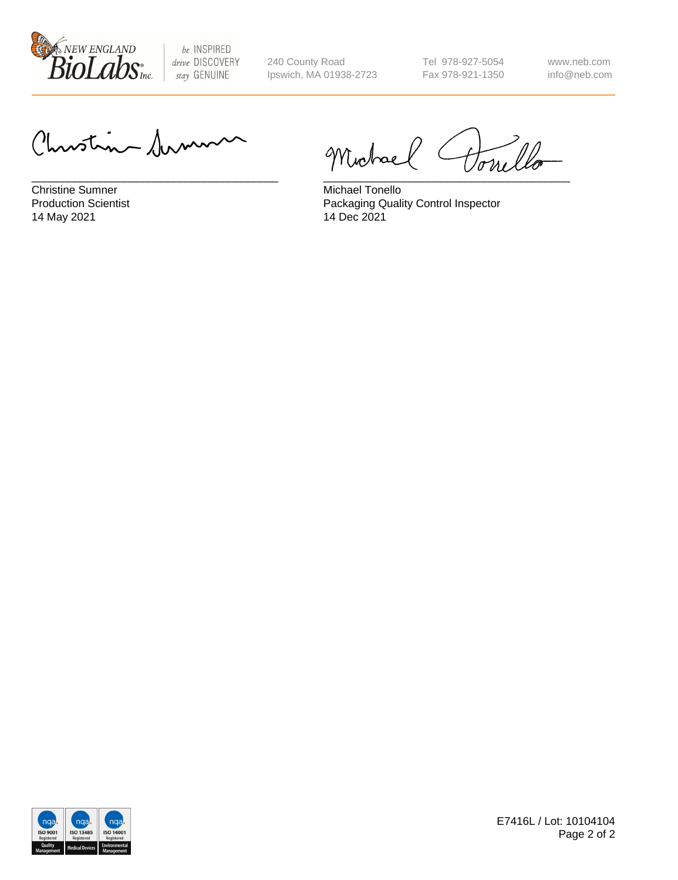\_\_\_\_\_\_\_\_\_\_\_\_\_\_\_\_\_\_\_\_\_\_\_\_\_\_\_\_\_\_\_\_\_\_\_\_\_\_\_\_\_\_\_\_

Christine Sumner
Production Scientist
14 May 2021

\_\_\_\_\_\_\_\_\_\_\_\_\_\_\_\_\_\_\_\_\_\_\_\_\_\_\_\_\_\_\_\_\_\_\_\_\_\_\_\_\_\_\_\_

Michael Tonello
Packaging Quality Control Inspector
14 Dec 2021

E7416L / Lot: 10104104